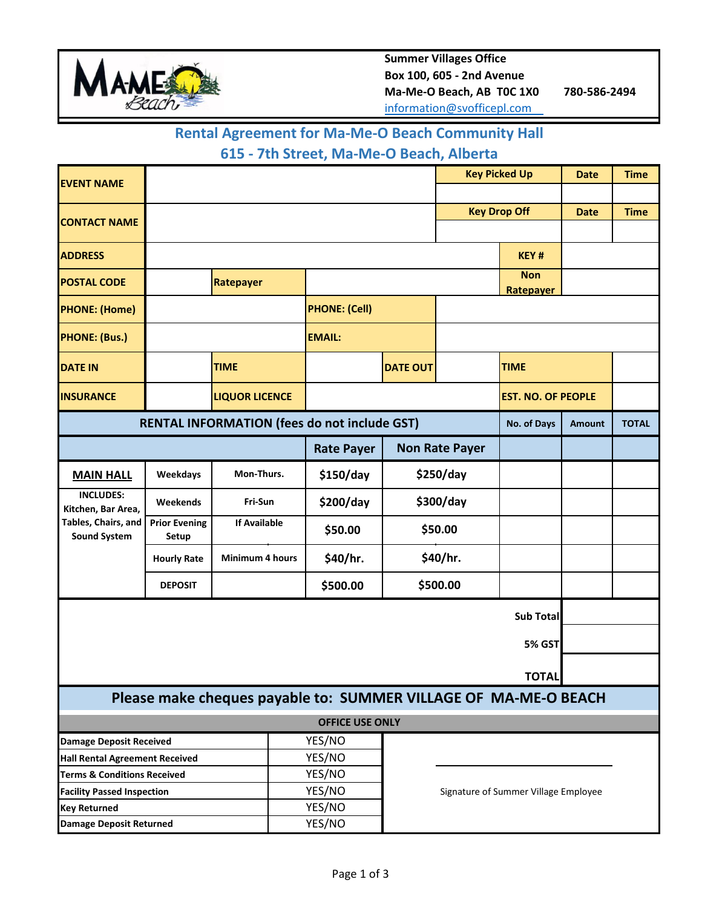**Summer Villages Office**
**Box 100, 605 - 2nd Avenue**
**Ma-Me-O Beach, AB T0C 1X0** **780-586-2494**
information@svofficepl.com

## Rental Agreement for Ma-Me-O Beach Community Hall
## 615 - 7th Street, Ma-Me-O Beach, Alberta

| | | | | | | | |
|---|---|---|---|---|---|---|---|
| **EVENT NAME** | | | | | **Key Picked Up** | **Date** | **Time** |
| | | | | | | | |
| **CONTACT NAME** | | | | | **Key Drop Off** | **Date** | **Time** |
| | | | | | | | |
| **ADDRESS** | | | | | **KEY #** | | |
| **POSTAL CODE** | | **Ratepayer** | | | **Non Ratepayer** | | |
| **PHONE: (Home)** | | | **PHONE: (Cell)** | | | | |
| **PHONE: (Bus.)** | | | **EMAIL:** | | | | |
| **DATE IN** | | **TIME** | | **DATE OUT** | | **TIME** | |
| **INSURANCE** | | **LIQUOR LICENCE** | | | | **EST. NO. OF PEOPLE** | |

| **RENTAL INFORMATION (fees do not include GST)** | | | | | **No. of Days** | **Amount** | **TOTAL** |
|---|---|---|---|---|---|---|---|
| | | | **Rate Payer** | **Non Rate Payer** | | | |
| **MAIN HALL** | Weekdays | Mon-Thurs. | $150/day | $250/day | | | |
| INCLUDES: Kitchen, Bar Area, Tables, Chairs, and Sound System | Weekends | Fri-Sun | $200/day | $300/day | | | |
| | Prior Evening Setup | If Available | $50.00 | $50.00 | | | |
| | Hourly Rate | Minimum 4 hours | $40/hr. | $40/hr. | | | |
| | DEPOSIT | | $500.00 | $500.00 | | | |
| | | | | | | **Sub Total** | |
| | | | | | | **5% GST** | |
| | | | | | | **TOTAL** | |

**Please make cheques payable to: SUMMER VILLAGE OF MA-ME-O BEACH**

**OFFICE USE ONLY**

| | | |
|---|---|---|
| Damage Deposit Received | YES/NO | |
| Hall Rental Agreement Received | YES/NO | |
| Terms & Conditions Received | YES/NO | ______________________ |
| Facility Passed Inspection | YES/NO | Signature of Summer Village Employee |
| Key Returned | YES/NO | |
| Damage Deposit Returned | YES/NO | |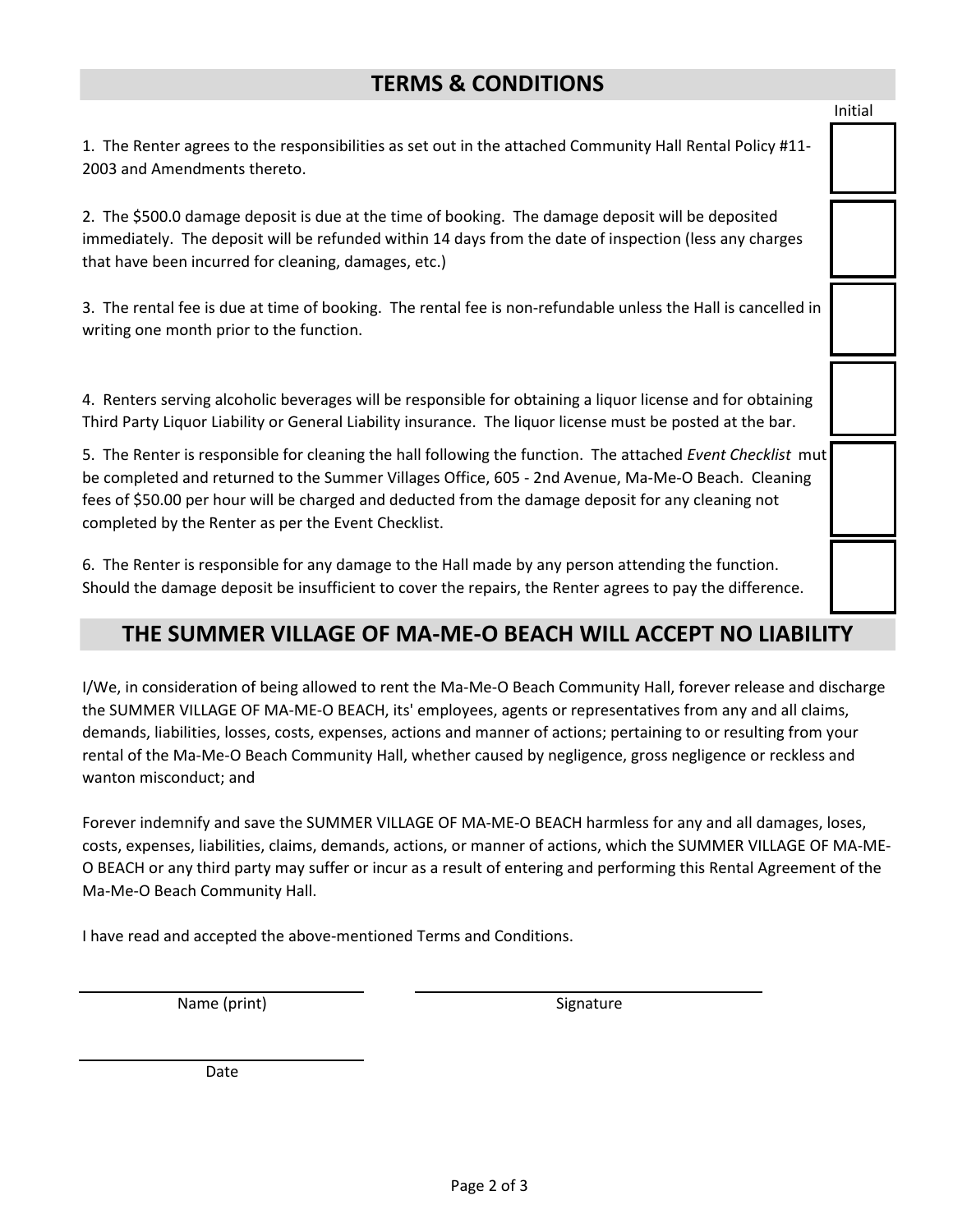## TERMS & CONDITIONS

Initial

1. The Renter agrees to the responsibilities as set out in the attached Community Hall Rental Policy #11-2003 and Amendments thereto.

2. The $500.0 damage deposit is due at the time of booking. The damage deposit will be deposited immediately. The deposit will be refunded within 14 days from the date of inspection (less any charges that have been incurred for cleaning, damages, etc.)

3. The rental fee is due at time of booking. The rental fee is non-refundable unless the Hall is cancelled in writing one month prior to the function.

4. Renters serving alcoholic beverages will be responsible for obtaining a liquor license and for obtaining Third Party Liquor Liability or General Liability insurance. The liquor license must be posted at the bar.

5. The Renter is responsible for cleaning the hall following the function. The attached *Event Checklist* mut be completed and returned to the Summer Villages Office, 605 - 2nd Avenue, Ma-Me-O Beach. Cleaning fees of $50.00 per hour will be charged and deducted from the damage deposit for any cleaning not completed by the Renter as per the Event Checklist.

6. The Renter is responsible for any damage to the Hall made by any person attending the function. Should the damage deposit be insufficient to cover the repairs, the Renter agrees to pay the difference.

## THE SUMMER VILLAGE OF MA-ME-O BEACH WILL ACCEPT NO LIABILITY

I/We, in consideration of being allowed to rent the Ma-Me-O Beach Community Hall, forever release and discharge the SUMMER VILLAGE OF MA-ME-O BEACH, its' employees, agents or representatives from any and all claims, demands, liabilities, losses, costs, expenses, actions and manner of actions; pertaining to or resulting from your rental of the Ma-Me-O Beach Community Hall, whether caused by negligence, gross negligence or reckless and wanton misconduct; and

Forever indemnify and save the SUMMER VILLAGE OF MA-ME-O BEACH harmless for any and all damages, loses, costs, expenses, liabilities, claims, demands, actions, or manner of actions, which the SUMMER VILLAGE OF MA-ME-O BEACH or any third party may suffer or incur as a result of entering and performing this Rental Agreement of the Ma-Me-O Beach Community Hall.

I have read and accepted the above-mentioned Terms and Conditions.

______________________________ Name (print)

______________________________ Signature

______________________________ Date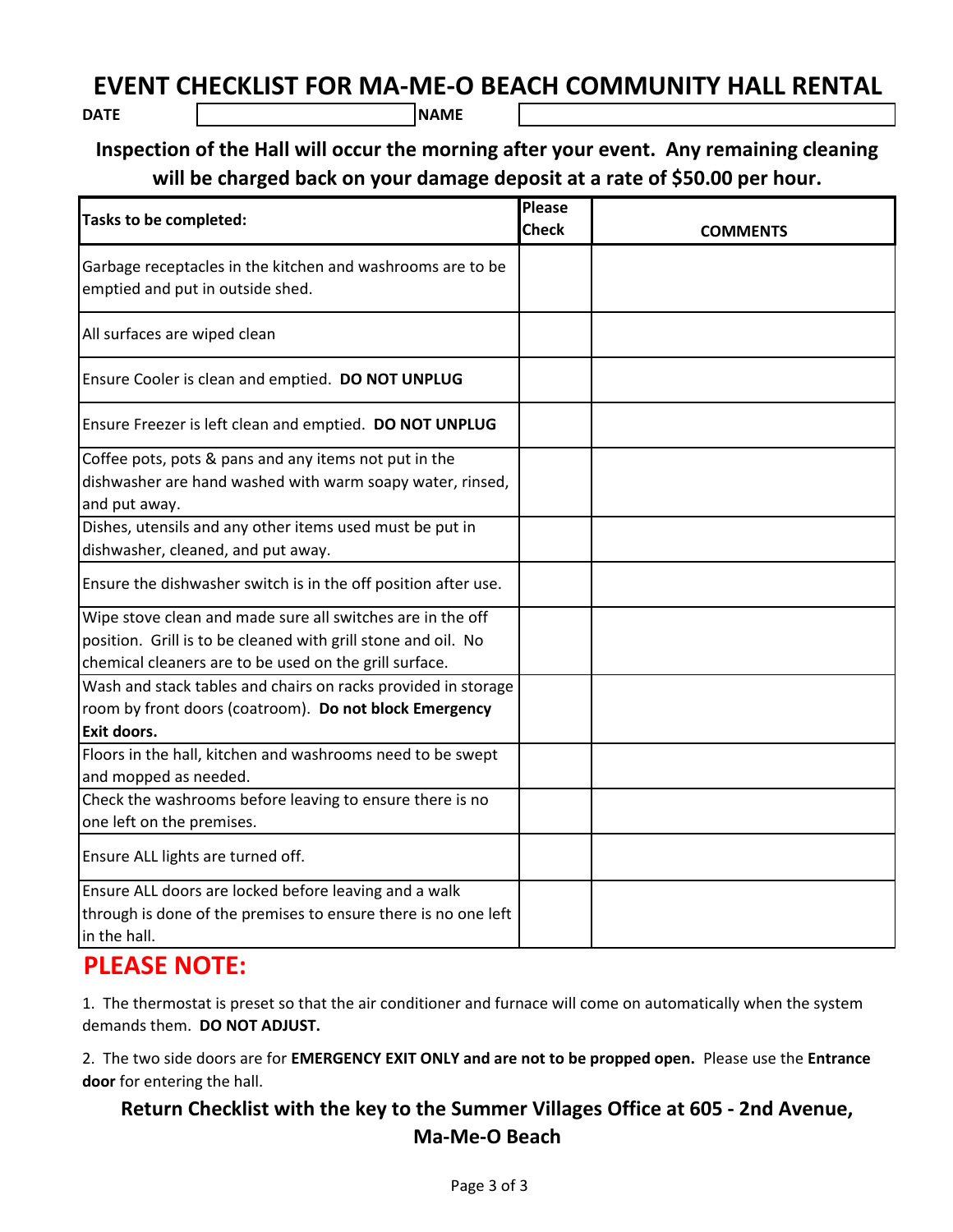# EVENT CHECKLIST FOR MA-ME-O BEACH COMMUNITY HALL RENTAL

| **DATE** | | **NAME** | |
|---|---|---|---|

**Inspection of the Hall will occur the morning after your event. Any remaining cleaning will be charged back on your damage deposit at a rate of $50.00 per hour.**

| **Tasks to be completed:** | **Please Check** | **COMMENTS** |
|---|---|---|
| Garbage receptacles in the kitchen and washrooms are to be emptied and put in outside shed. | | |
| All surfaces are wiped clean | | |
| Ensure Cooler is clean and emptied. **DO NOT UNPLUG** | | |
| Ensure Freezer is left clean and emptied. **DO NOT UNPLUG** | | |
| Coffee pots, pots & pans and any items not put in the dishwasher are hand washed with warm soapy water, rinsed, and put away. | | |
| Dishes, utensils and any other items used must be put in dishwasher, cleaned, and put away. | | |
| Ensure the dishwasher switch is in the off position after use. | | |
| Wipe stove clean and made sure all switches are in the off position. Grill is to be cleaned with grill stone and oil. No chemical cleaners are to be used on the grill surface. | | |
| Wash and stack tables and chairs on racks provided in storage room by front doors (coatroom). **Do not block Emergency Exit doors.** | | |
| Floors in the hall, kitchen and washrooms need to be swept and mopped as needed. | | |
| Check the washrooms before leaving to ensure there is no one left on the premises. | | |
| Ensure ALL lights are turned off. | | |
| Ensure ALL doors are locked before leaving and a walk through is done of the premises to ensure there is no one left in the hall. | | |

## PLEASE NOTE:

1. The thermostat is preset so that the air conditioner and furnace will come on automatically when the system demands them. **DO NOT ADJUST.**

2. The two side doors are for **EMERGENCY EXIT ONLY and are not to be propped open.** Please use the **Entrance door** for entering the hall.

**Return Checklist with the key to the Summer Villages Office at 605 - 2nd Avenue, Ma-Me-O Beach**